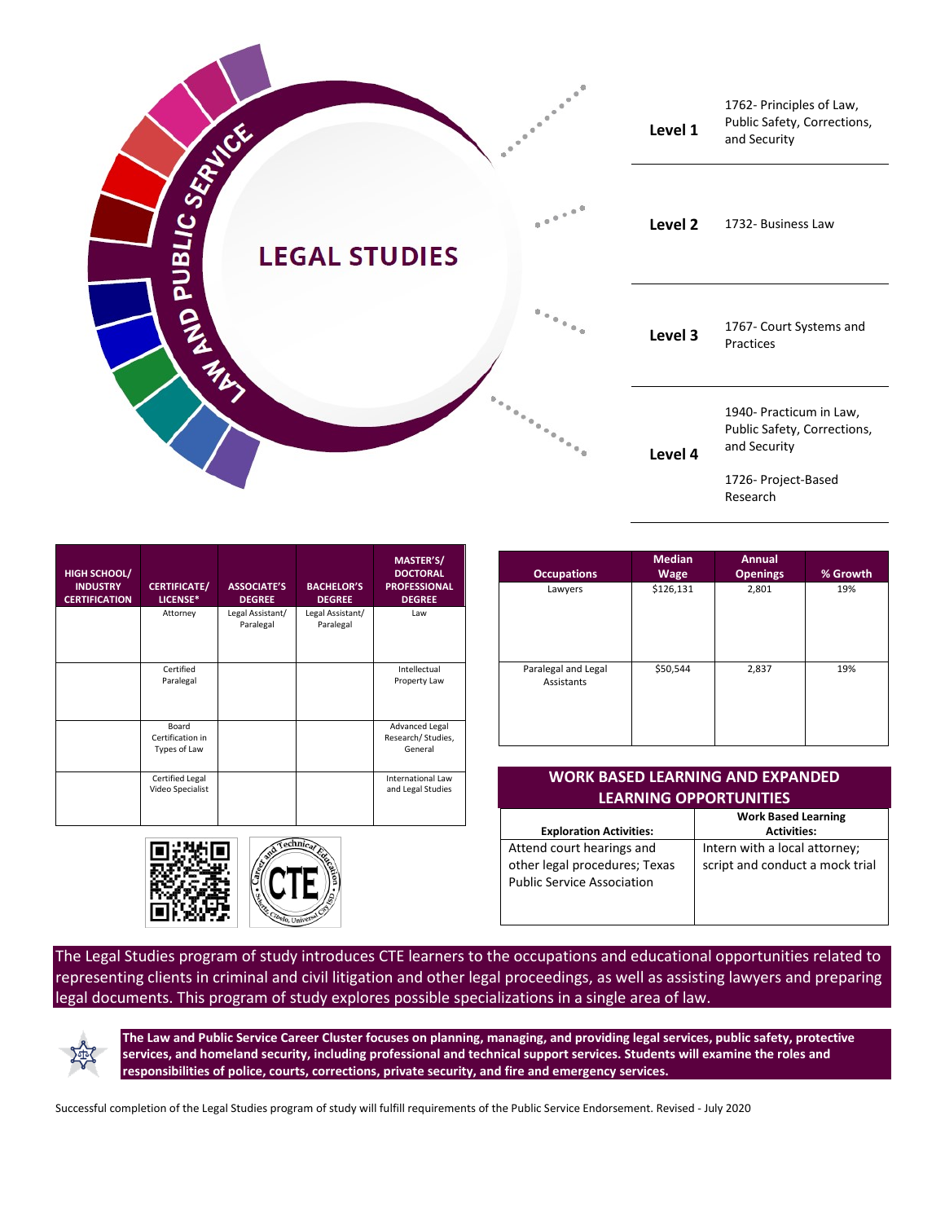# LAW AND PUBLIC SERVICE

## LEGAL STUDIES

| Level | Courses |
|---|---|
| **Level 1** | 1762- Principles of Law, Public Safety, Corrections, and Security |
| **Level 2** | 1732- Business Law |
| **Level 3** | 1767- Court Systems and Practices |
| **Level 4** | 1940- Practicum in Law, Public Safety, Corrections, and Security<br>1726- Project-Based Research |

| HIGH SCHOOL/ INDUSTRY CERTIFICATION | CERTIFICATE/ LICENSE* | ASSOCIATE'S DEGREE | BACHELOR'S DEGREE | MASTER'S/ DOCTORAL PROFESSIONAL DEGREE |
|---|---|---|---|---|
| | Attorney | Legal Assistant/ Paralegal | Legal Assistant/ Paralegal | Law |
| | Certified Paralegal | | | Intellectual Property Law |
| | Board Certification in Types of Law | | | Advanced Legal Research/ Studies, General |
| | Certified Legal Video Specialist | | | International Law and Legal Studies |

| Occupations | Median Wage | Annual Openings | % Growth |
|---|---|---|---|
| Lawyers | $126,131 | 2,801 | 19% |
| Paralegal and Legal Assistants | $50,544 | 2,837 | 19% |

## WORK BASED LEARNING AND EXPANDED LEARNING OPPORTUNITIES

| Exploration Activities: | Work Based Learning Activities: |
|---|---|
| Attend court hearings and other legal procedures; Texas Public Service Association | Intern with a local attorney; script and conduct a mock trial |

The Legal Studies program of study introduces CTE learners to the occupations and educational opportunities related to representing clients in criminal and civil litigation and other legal proceedings, as well as assisting lawyers and preparing legal documents. This program of study explores possible specializations in a single area of law.

**The Law and Public Service Career Cluster focuses on planning, managing, and providing legal services, public safety, protective services, and homeland security, including professional and technical support services. Students will examine the roles and responsibilities of police, courts, corrections, private security, and fire and emergency services.**

Successful completion of the Legal Studies program of study will fulfill requirements of the Public Service Endorsement. Revised - July 2020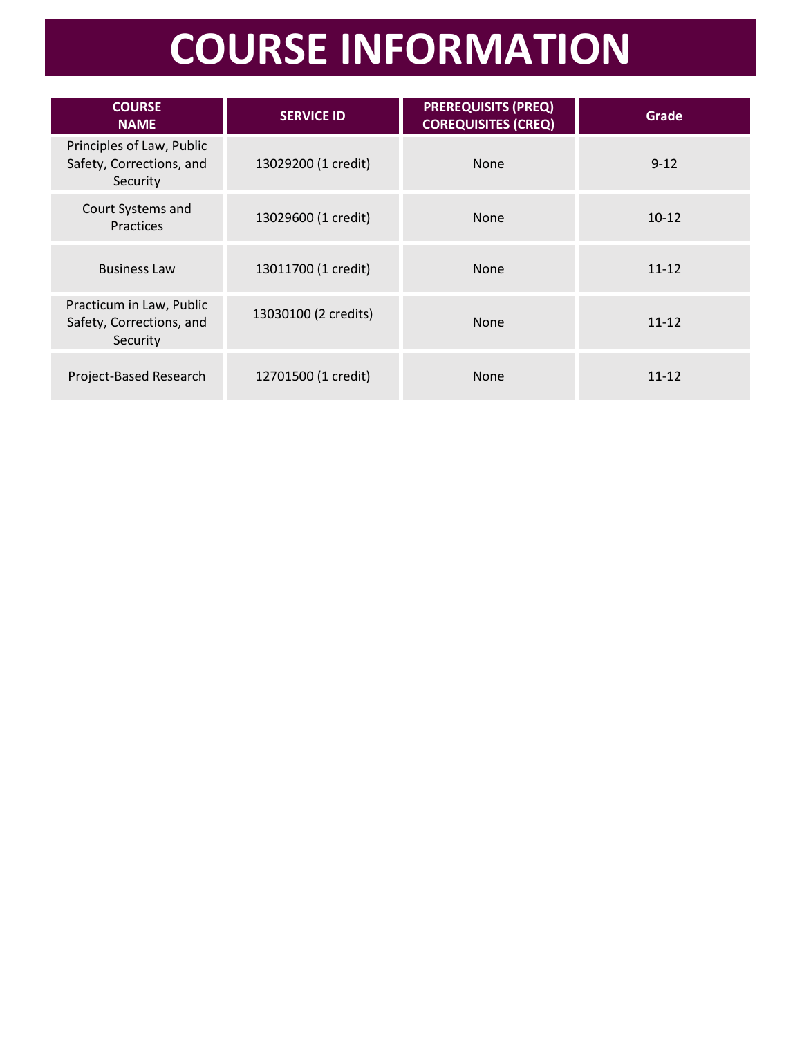# COURSE INFORMATION

| COURSE NAME | SERVICE ID | PREREQUISITS (PREQ) COREQUISITES (CREQ) | Grade |
| --- | --- | --- | --- |
| Principles of Law, Public Safety, Corrections, and Security | 13029200 (1 credit) | None | 9-12 |
| Court Systems and Practices | 13029600 (1 credit) | None | 10-12 |
| Business Law | 13011700 (1 credit) | None | 11-12 |
| Practicum in Law, Public Safety, Corrections, and Security | 13030100 (2 credits) | None | 11-12 |
| Project-Based Research | 12701500 (1 credit) | None | 11-12 |